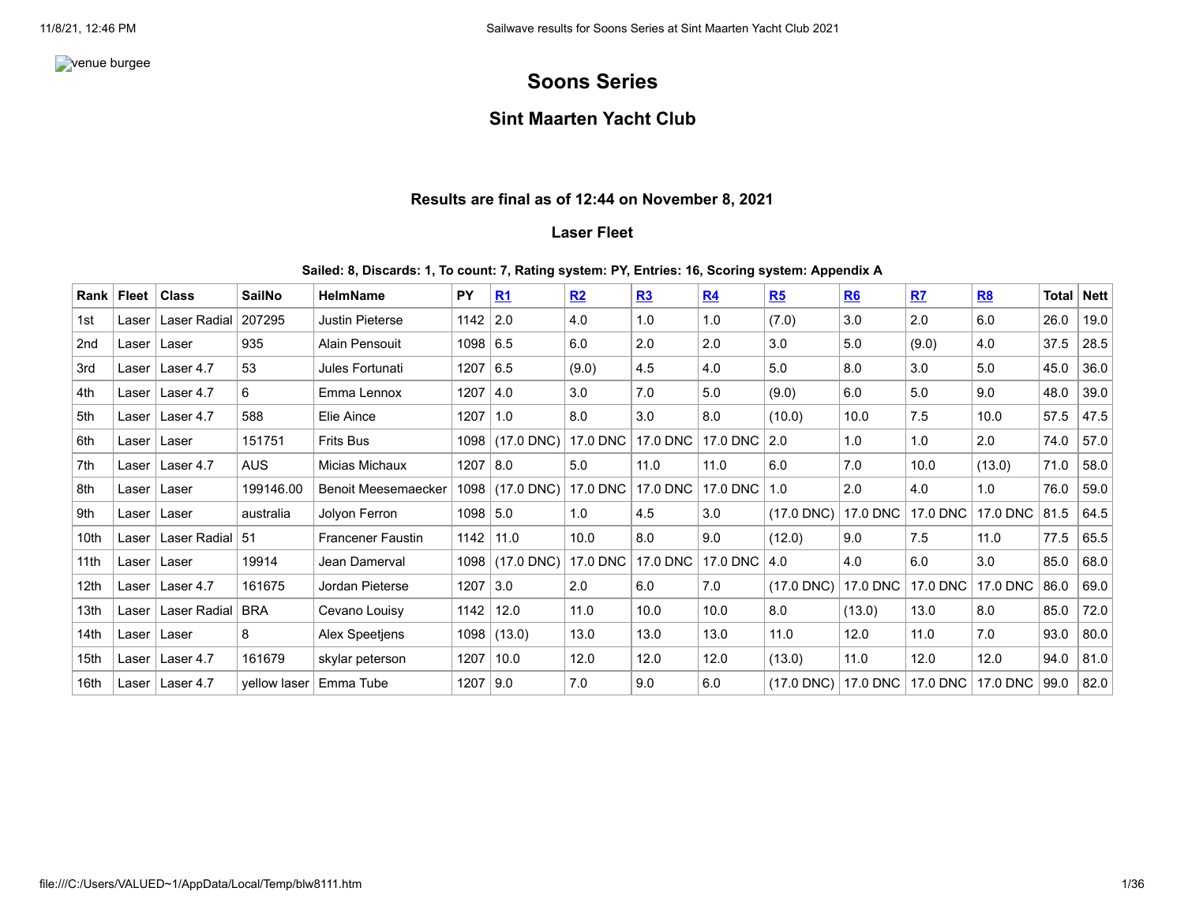venue burgee

# Soons Series

## Sint Maarten Yacht Club

### Results are final as of 12:44 on November 8, 2021

### Laser Fleet

**Sailed: 8, Discards: 1, To count: 7, Rating system: PY, Entries: 16, Scoring system: Appendix A**

| Rank | Fleet | Class | SailNo | HelmName | PY | R1 | R2 | R3 | R4 | R5 | R6 | R7 | R8 | Total | Nett |
|---|---|---|---|---|---|---|---|---|---|---|---|---|---|---|---|
| 1st | Laser | Laser Radial | 207295 | Justin Pieterse | 1142 | 2.0 | 4.0 | 1.0 | 1.0 | (7.0) | 3.0 | 2.0 | 6.0 | 26.0 | 19.0 |
| 2nd | Laser | Laser | 935 | Alain Pensouit | 1098 | 6.5 | 6.0 | 2.0 | 2.0 | 3.0 | 5.0 | (9.0) | 4.0 | 37.5 | 28.5 |
| 3rd | Laser | Laser 4.7 | 53 | Jules Fortunati | 1207 | 6.5 | (9.0) | 4.5 | 4.0 | 5.0 | 8.0 | 3.0 | 5.0 | 45.0 | 36.0 |
| 4th | Laser | Laser 4.7 | 6 | Emma Lennox | 1207 | 4.0 | 3.0 | 7.0 | 5.0 | (9.0) | 6.0 | 5.0 | 9.0 | 48.0 | 39.0 |
| 5th | Laser | Laser 4.7 | 588 | Elie Aince | 1207 | 1.0 | 8.0 | 3.0 | 8.0 | (10.0) | 10.0 | 7.5 | 10.0 | 57.5 | 47.5 |
| 6th | Laser | Laser | 151751 | Frits Bus | 1098 | (17.0 DNC) | 17.0 DNC | 17.0 DNC | 17.0 DNC | 2.0 | 1.0 | 1.0 | 2.0 | 74.0 | 57.0 |
| 7th | Laser | Laser 4.7 | AUS | Micias Michaux | 1207 | 8.0 | 5.0 | 11.0 | 11.0 | 6.0 | 7.0 | 10.0 | (13.0) | 71.0 | 58.0 |
| 8th | Laser | Laser | 199146.00 | Benoit Meesemaecker | 1098 | (17.0 DNC) | 17.0 DNC | 17.0 DNC | 17.0 DNC | 1.0 | 2.0 | 4.0 | 1.0 | 76.0 | 59.0 |
| 9th | Laser | Laser | australia | Jolyon Ferron | 1098 | 5.0 | 1.0 | 4.5 | 3.0 | (17.0 DNC) | 17.0 DNC | 17.0 DNC | 17.0 DNC | 81.5 | 64.5 |
| 10th | Laser | Laser Radial | 51 | Francener Faustin | 1142 | 11.0 | 10.0 | 8.0 | 9.0 | (12.0) | 9.0 | 7.5 | 11.0 | 77.5 | 65.5 |
| 11th | Laser | Laser | 19914 | Jean Damerval | 1098 | (17.0 DNC) | 17.0 DNC | 17.0 DNC | 17.0 DNC | 4.0 | 4.0 | 6.0 | 3.0 | 85.0 | 68.0 |
| 12th | Laser | Laser 4.7 | 161675 | Jordan Pieterse | 1207 | 3.0 | 2.0 | 6.0 | 7.0 | (17.0 DNC) | 17.0 DNC | 17.0 DNC | 17.0 DNC | 86.0 | 69.0 |
| 13th | Laser | Laser Radial | BRA | Cevano Louisy | 1142 | 12.0 | 11.0 | 10.0 | 10.0 | 8.0 | (13.0) | 13.0 | 8.0 | 85.0 | 72.0 |
| 14th | Laser | Laser | 8 | Alex Speetjens | 1098 | (13.0) | 13.0 | 13.0 | 13.0 | 11.0 | 12.0 | 11.0 | 7.0 | 93.0 | 80.0 |
| 15th | Laser | Laser 4.7 | 161679 | skylar peterson | 1207 | 10.0 | 12.0 | 12.0 | 12.0 | (13.0) | 11.0 | 12.0 | 12.0 | 94.0 | 81.0 |
| 16th | Laser | Laser 4.7 | yellow laser | Emma Tube | 1207 | 9.0 | 7.0 | 9.0 | 6.0 | (17.0 DNC) | 17.0 DNC | 17.0 DNC | 17.0 DNC | 99.0 | 82.0 |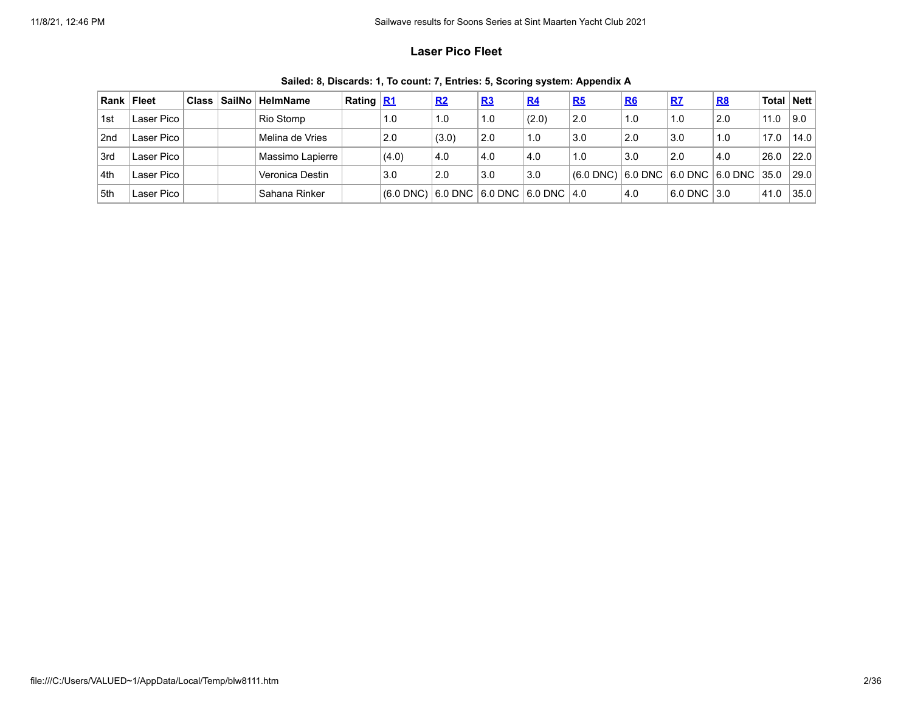### Laser Pico Fleet

**Sailed: 8, Discards: 1, To count: 7, Entries: 5, Scoring system: Appendix A**

| Rank | Fleet | Class | SailNo | HelmName | Rating | R1 | R2 | R3 | R4 | R5 | R6 | R7 | R8 | Total | Nett |
|---|---|---|---|---|---|---|---|---|---|---|---|---|---|---|---|
| 1st | Laser Pico | | | Rio Stomp | | 1.0 | 1.0 | 1.0 | (2.0) | 2.0 | 1.0 | 1.0 | 2.0 | 11.0 | 9.0 |
| 2nd | Laser Pico | | | Melina de Vries | | 2.0 | (3.0) | 2.0 | 1.0 | 3.0 | 2.0 | 3.0 | 1.0 | 17.0 | 14.0 |
| 3rd | Laser Pico | | | Massimo Lapierre | | (4.0) | 4.0 | 4.0 | 4.0 | 1.0 | 3.0 | 2.0 | 4.0 | 26.0 | 22.0 |
| 4th | Laser Pico | | | Veronica Destin | | 3.0 | 2.0 | 3.0 | 3.0 | (6.0 DNC) | 6.0 DNC | 6.0 DNC | 6.0 DNC | 35.0 | 29.0 |
| 5th | Laser Pico | | | Sahana Rinker | | (6.0 DNC) | 6.0 DNC | 6.0 DNC | 6.0 DNC | 4.0 | 4.0 | 6.0 DNC | 3.0 | 41.0 | 35.0 |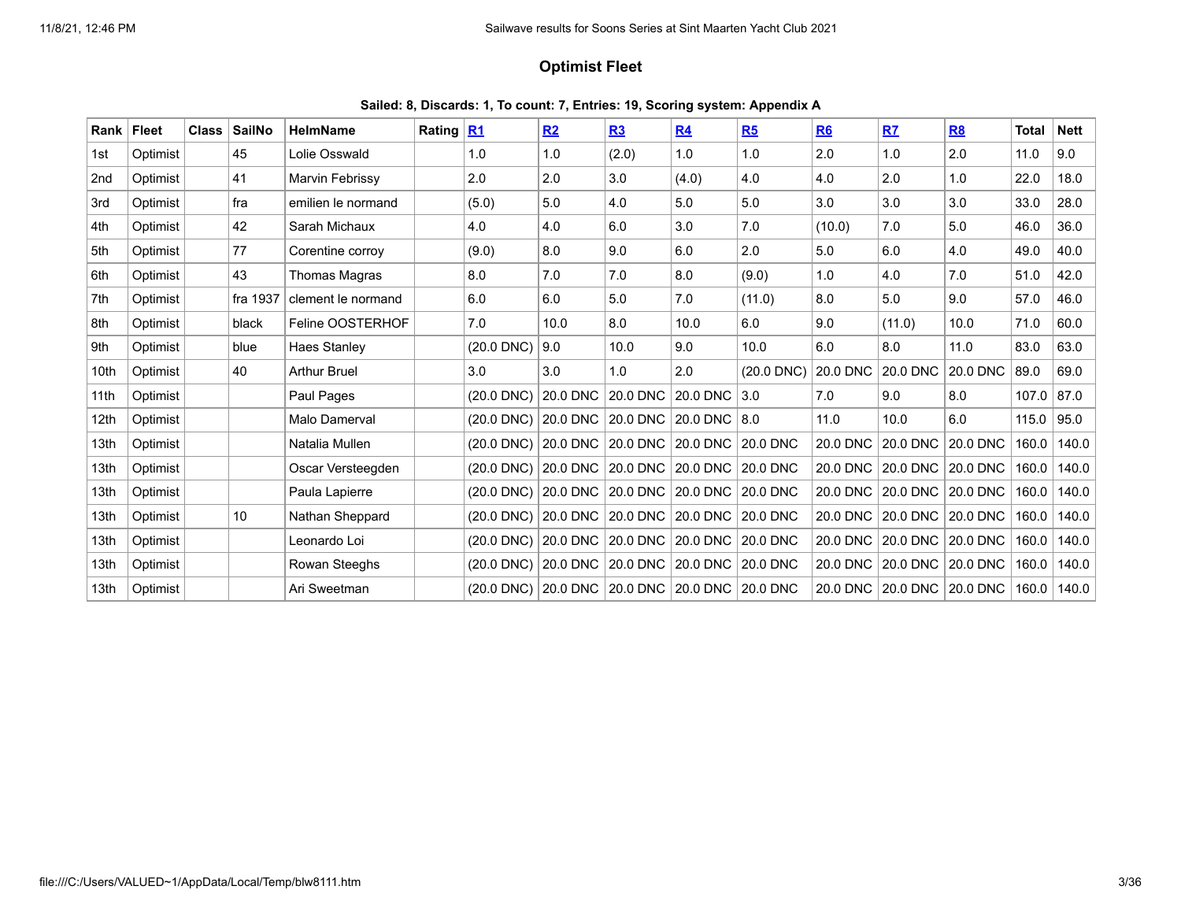## Optimist Fleet

**Sailed: 8, Discards: 1, To count: 7, Entries: 19, Scoring system: Appendix A**

| Rank | Fleet | Class | SailNo | HelmName | Rating | R1 | R2 | R3 | R4 | R5 | R6 | R7 | R8 | Total | Nett |
|---|---|---|---|---|---|---|---|---|---|---|---|---|---|---|---|
| 1st | Optimist | | 45 | Lolie Osswald | | 1.0 | 1.0 | (2.0) | 1.0 | 1.0 | 2.0 | 1.0 | 2.0 | 11.0 | 9.0 |
| 2nd | Optimist | | 41 | Marvin Febrissy | | 2.0 | 2.0 | 3.0 | (4.0) | 4.0 | 4.0 | 2.0 | 1.0 | 22.0 | 18.0 |
| 3rd | Optimist | | fra | emilien le normand | | (5.0) | 5.0 | 4.0 | 5.0 | 5.0 | 3.0 | 3.0 | 3.0 | 33.0 | 28.0 |
| 4th | Optimist | | 42 | Sarah Michaux | | 4.0 | 4.0 | 6.0 | 3.0 | 7.0 | (10.0) | 7.0 | 5.0 | 46.0 | 36.0 |
| 5th | Optimist | | 77 | Corentine corroy | | (9.0) | 8.0 | 9.0 | 6.0 | 2.0 | 5.0 | 6.0 | 4.0 | 49.0 | 40.0 |
| 6th | Optimist | | 43 | Thomas Magras | | 8.0 | 7.0 | 7.0 | 8.0 | (9.0) | 1.0 | 4.0 | 7.0 | 51.0 | 42.0 |
| 7th | Optimist | | fra 1937 | clement le normand | | 6.0 | 6.0 | 5.0 | 7.0 | (11.0) | 8.0 | 5.0 | 9.0 | 57.0 | 46.0 |
| 8th | Optimist | | black | Feline OOSTERHOF | | 7.0 | 10.0 | 8.0 | 10.0 | 6.0 | 9.0 | (11.0) | 10.0 | 71.0 | 60.0 |
| 9th | Optimist | | blue | Haes Stanley | | (20.0 DNC) | 9.0 | 10.0 | 9.0 | 10.0 | 6.0 | 8.0 | 11.0 | 83.0 | 63.0 |
| 10th | Optimist | | 40 | Arthur Bruel | | 3.0 | 3.0 | 1.0 | 2.0 | (20.0 DNC) | 20.0 DNC | 20.0 DNC | 20.0 DNC | 89.0 | 69.0 |
| 11th | Optimist | | | Paul Pages | | (20.0 DNC) | 20.0 DNC | 20.0 DNC | 20.0 DNC | 3.0 | 7.0 | 9.0 | 8.0 | 107.0 | 87.0 |
| 12th | Optimist | | | Malo Damerval | | (20.0 DNC) | 20.0 DNC | 20.0 DNC | 20.0 DNC | 8.0 | 11.0 | 10.0 | 6.0 | 115.0 | 95.0 |
| 13th | Optimist | | | Natalia Mullen | | (20.0 DNC) | 20.0 DNC | 20.0 DNC | 20.0 DNC | 20.0 DNC | 20.0 DNC | 20.0 DNC | 20.0 DNC | 160.0 | 140.0 |
| 13th | Optimist | | | Oscar Versteegden | | (20.0 DNC) | 20.0 DNC | 20.0 DNC | 20.0 DNC | 20.0 DNC | 20.0 DNC | 20.0 DNC | 20.0 DNC | 160.0 | 140.0 |
| 13th | Optimist | | | Paula Lapierre | | (20.0 DNC) | 20.0 DNC | 20.0 DNC | 20.0 DNC | 20.0 DNC | 20.0 DNC | 20.0 DNC | 20.0 DNC | 160.0 | 140.0 |
| 13th | Optimist | | 10 | Nathan Sheppard | | (20.0 DNC) | 20.0 DNC | 20.0 DNC | 20.0 DNC | 20.0 DNC | 20.0 DNC | 20.0 DNC | 20.0 DNC | 160.0 | 140.0 |
| 13th | Optimist | | | Leonardo Loi | | (20.0 DNC) | 20.0 DNC | 20.0 DNC | 20.0 DNC | 20.0 DNC | 20.0 DNC | 20.0 DNC | 20.0 DNC | 160.0 | 140.0 |
| 13th | Optimist | | | Rowan Steeghs | | (20.0 DNC) | 20.0 DNC | 20.0 DNC | 20.0 DNC | 20.0 DNC | 20.0 DNC | 20.0 DNC | 20.0 DNC | 160.0 | 140.0 |
| 13th | Optimist | | | Ari Sweetman | | (20.0 DNC) | 20.0 DNC | 20.0 DNC | 20.0 DNC | 20.0 DNC | 20.0 DNC | 20.0 DNC | 20.0 DNC | 160.0 | 140.0 |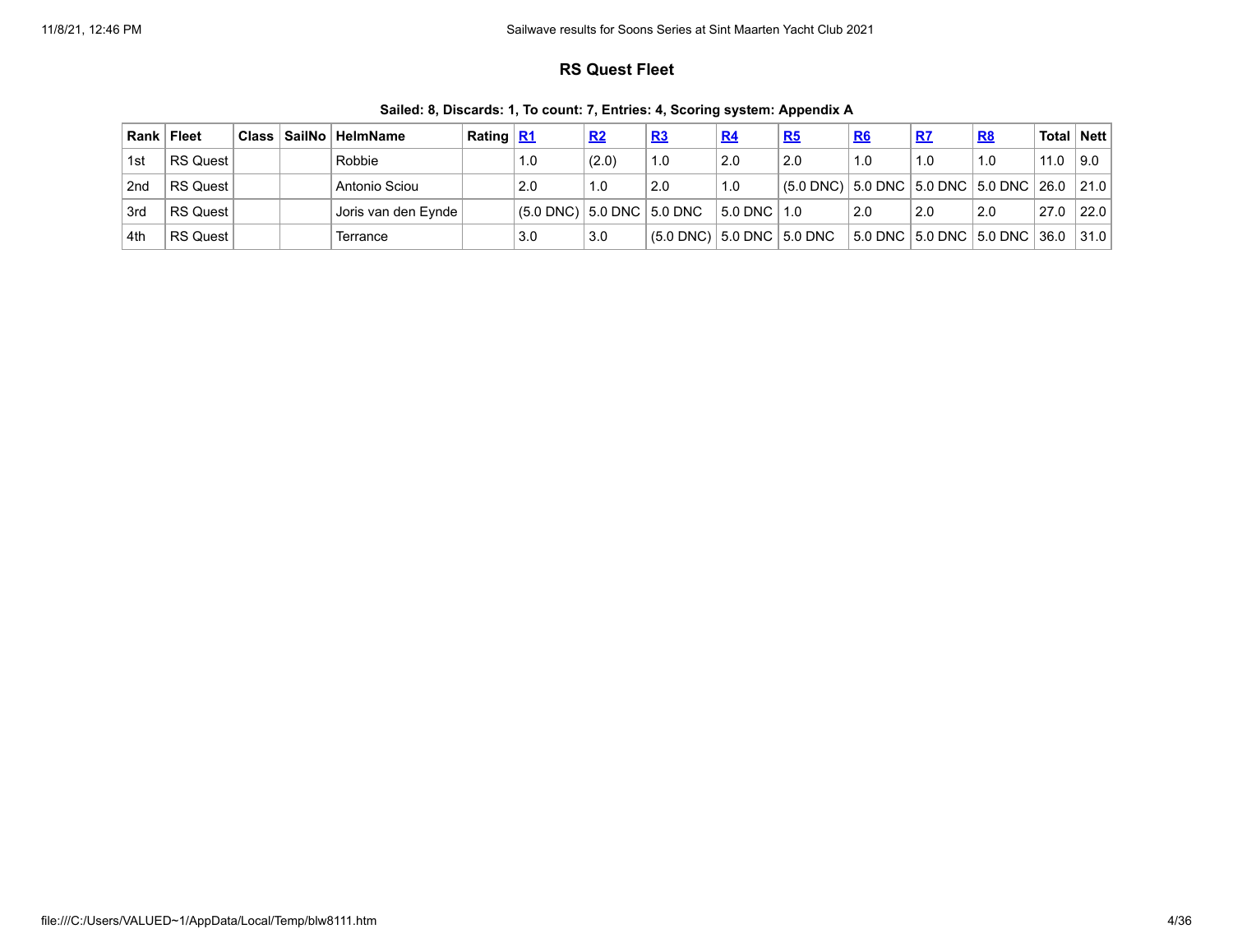## RS Quest Fleet

**Sailed: 8, Discards: 1, To count: 7, Entries: 4, Scoring system: Appendix A**

| Rank | Fleet | Class | SailNo | HelmName | Rating | R1 | R2 | R3 | R4 | R5 | R6 | R7 | R8 | Total | Nett |
|---|---|---|---|---|---|---|---|---|---|---|---|---|---|---|---|
| 1st | RS Quest | | | Robbie | | 1.0 | (2.0) | 1.0 | 2.0 | 2.0 | 1.0 | 1.0 | 1.0 | 11.0 | 9.0 |
| 2nd | RS Quest | | | Antonio Sciou | | 2.0 | 1.0 | 2.0 | 1.0 | (5.0 DNC) | 5.0 DNC | 5.0 DNC | 5.0 DNC | 26.0 | 21.0 |
| 3rd | RS Quest | | | Joris van den Eynde | | (5.0 DNC) | 5.0 DNC | 5.0 DNC | 5.0 DNC | 1.0 | 2.0 | 2.0 | 2.0 | 27.0 | 22.0 |
| 4th | RS Quest | | | Terrance | | 3.0 | 3.0 | (5.0 DNC) | 5.0 DNC | 5.0 DNC | 5.0 DNC | 5.0 DNC | 5.0 DNC | 36.0 | 31.0 |